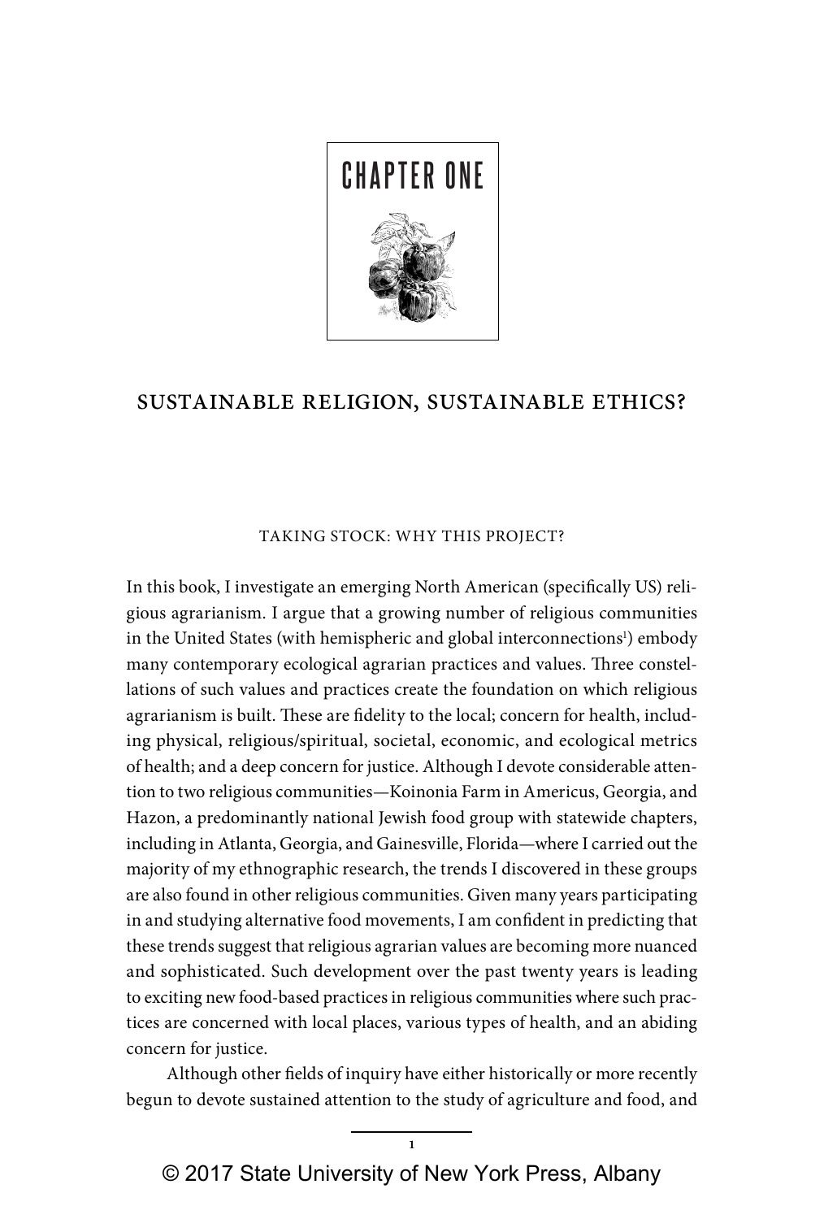# CHAPTER ONE

## SUSTAINABLE RELIGION, SUSTAINABLE ETHICS?

### TAKING STOCK: WHY THIS PROJECT?

In this book, I investigate an emerging North American (specifically US) religious agrarianism. I argue that a growing number of religious communities in the United States (with hemispheric and global interconnections[1]) embody many contemporary ecological agrarian practices and values. Three constellations of such values and practices create the foundation on which religious agrarianism is built. These are fidelity to the local; concern for health, including physical, religious/spiritual, societal, economic, and ecological metrics of health; and a deep concern for justice. Although I devote considerable attention to two religious communities—Koinonia Farm in Americus, Georgia, and Hazon, a predominantly national Jewish food group with statewide chapters, including in Atlanta, Georgia, and Gainesville, Florida—where I carried out the majority of my ethnographic research, the trends I discovered in these groups are also found in other religious communities. Given many years participating in and studying alternative food movements, I am confident in predicting that these trends suggest that religious agrarian values are becoming more nuanced and sophisticated. Such development over the past twenty years is leading to exciting new food-based practices in religious communities where such practices are concerned with local places, various types of health, and an abiding concern for justice.

Although other fields of inquiry have either historically or more recently begun to devote sustained attention to the study of agriculture and food, and

© 2017 State University of New York Press, Albany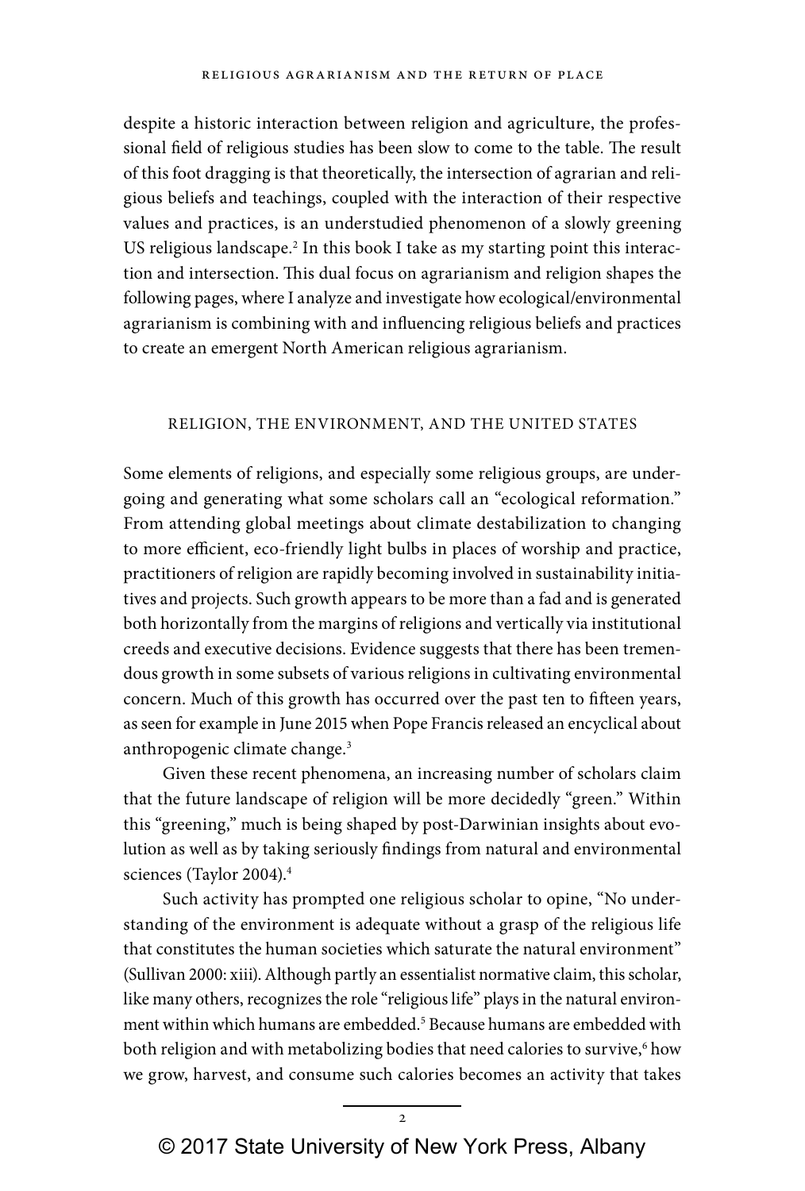despite a historic interaction between religion and agriculture, the professional field of religious studies has been slow to come to the table. The result of this foot dragging is that theoretically, the intersection of agrarian and religious beliefs and teachings, coupled with the interaction of their respective values and practices, is an understudied phenomenon of a slowly greening US religious landscape.[2] In this book I take as my starting point this interaction and intersection. This dual focus on agrarianism and religion shapes the following pages, where I analyze and investigate how ecological/environmental agrarianism is combining with and influencing religious beliefs and practices to create an emergent North American religious agrarianism.

## RELIGION, THE ENVIRONMENT, AND THE UNITED STATES

Some elements of religions, and especially some religious groups, are undergoing and generating what some scholars call an "ecological reformation." From attending global meetings about climate destabilization to changing to more efficient, eco-friendly light bulbs in places of worship and practice, practitioners of religion are rapidly becoming involved in sustainability initiatives and projects. Such growth appears to be more than a fad and is generated both horizontally from the margins of religions and vertically via institutional creeds and executive decisions. Evidence suggests that there has been tremendous growth in some subsets of various religions in cultivating environmental concern. Much of this growth has occurred over the past ten to fifteen years, as seen for example in June 2015 when Pope Francis released an encyclical about anthropogenic climate change.[3]

Given these recent phenomena, an increasing number of scholars claim that the future landscape of religion will be more decidedly "green." Within this "greening," much is being shaped by post-Darwinian insights about evolution as well as by taking seriously findings from natural and environmental sciences (Taylor 2004).[4]

Such activity has prompted one religious scholar to opine, "No understanding of the environment is adequate without a grasp of the religious life that constitutes the human societies which saturate the natural environment" (Sullivan 2000: xiii). Although partly an essentialist normative claim, this scholar, like many others, recognizes the role "religious life" plays in the natural environment within which humans are embedded.[5] Because humans are embedded with both religion and with metabolizing bodies that need calories to survive,[6] how we grow, harvest, and consume such calories becomes an activity that takes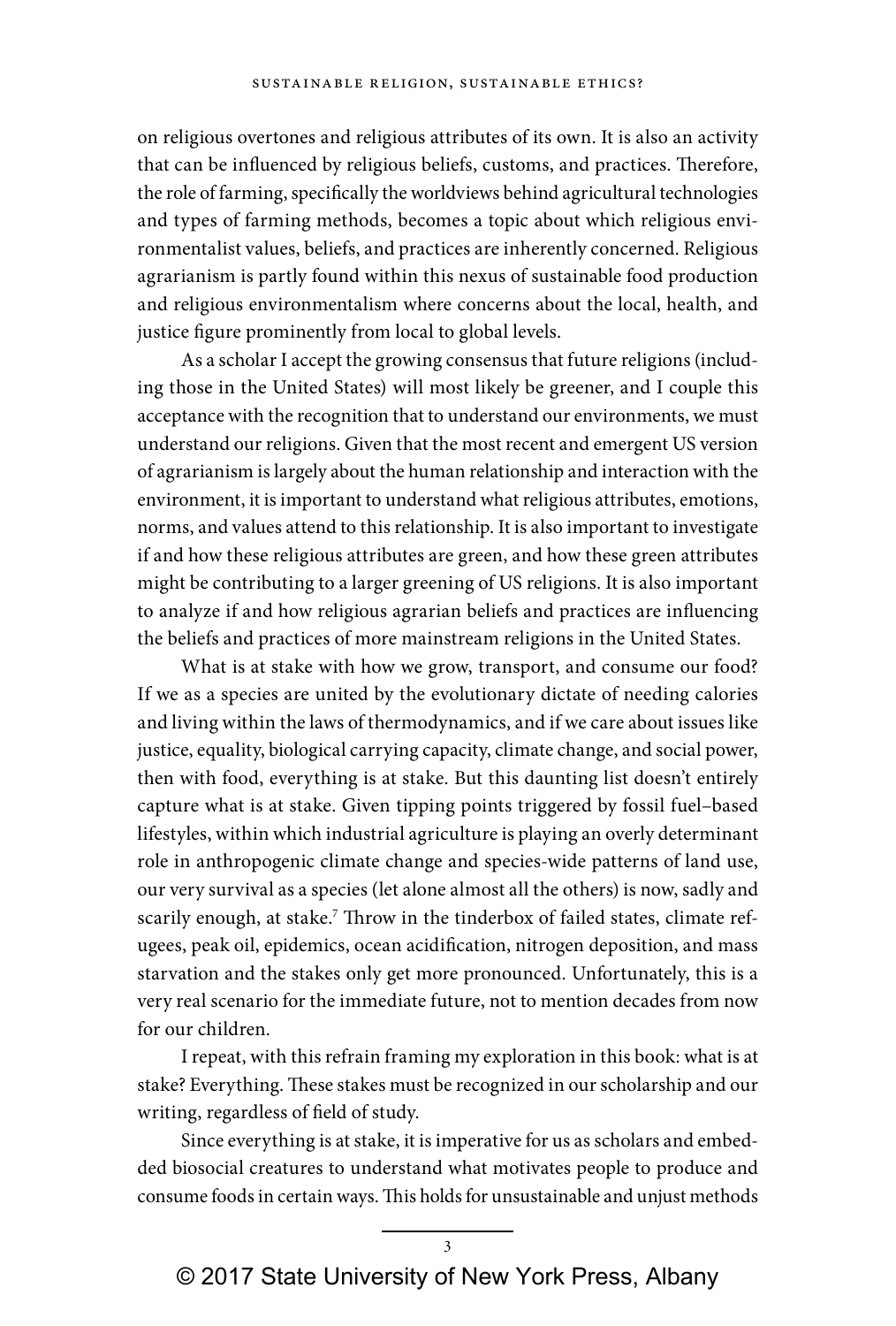on religious overtones and religious attributes of its own. It is also an activity that can be influenced by religious beliefs, customs, and practices. Therefore, the role of farming, specifically the worldviews behind agricultural technologies and types of farming methods, becomes a topic about which religious environmentalist values, beliefs, and practices are inherently concerned. Religious agrarianism is partly found within this nexus of sustainable food production and religious environmentalism where concerns about the local, health, and justice figure prominently from local to global levels.

As a scholar I accept the growing consensus that future religions (including those in the United States) will most likely be greener, and I couple this acceptance with the recognition that to understand our environments, we must understand our religions. Given that the most recent and emergent US version of agrarianism is largely about the human relationship and interaction with the environment, it is important to understand what religious attributes, emotions, norms, and values attend to this relationship. It is also important to investigate if and how these religious attributes are green, and how these green attributes might be contributing to a larger greening of US religions. It is also important to analyze if and how religious agrarian beliefs and practices are influencing the beliefs and practices of more mainstream religions in the United States.

What is at stake with how we grow, transport, and consume our food? If we as a species are united by the evolutionary dictate of needing calories and living within the laws of thermodynamics, and if we care about issues like justice, equality, biological carrying capacity, climate change, and social power, then with food, everything is at stake. But this daunting list doesn't entirely capture what is at stake. Given tipping points triggered by fossil fuel–based lifestyles, within which industrial agriculture is playing an overly determinant role in anthropogenic climate change and species-wide patterns of land use, our very survival as a species (let alone almost all the others) is now, sadly and scarily enough, at stake.[7] Throw in the tinderbox of failed states, climate refugees, peak oil, epidemics, ocean acidification, nitrogen deposition, and mass starvation and the stakes only get more pronounced. Unfortunately, this is a very real scenario for the immediate future, not to mention decades from now for our children.

I repeat, with this refrain framing my exploration in this book: what is at stake? Everything. These stakes must be recognized in our scholarship and our writing, regardless of field of study.

Since everything is at stake, it is imperative for us as scholars and embedded biosocial creatures to understand what motivates people to produce and consume foods in certain ways. This holds for unsustainable and unjust methods

© 2017 State University of New York Press, Albany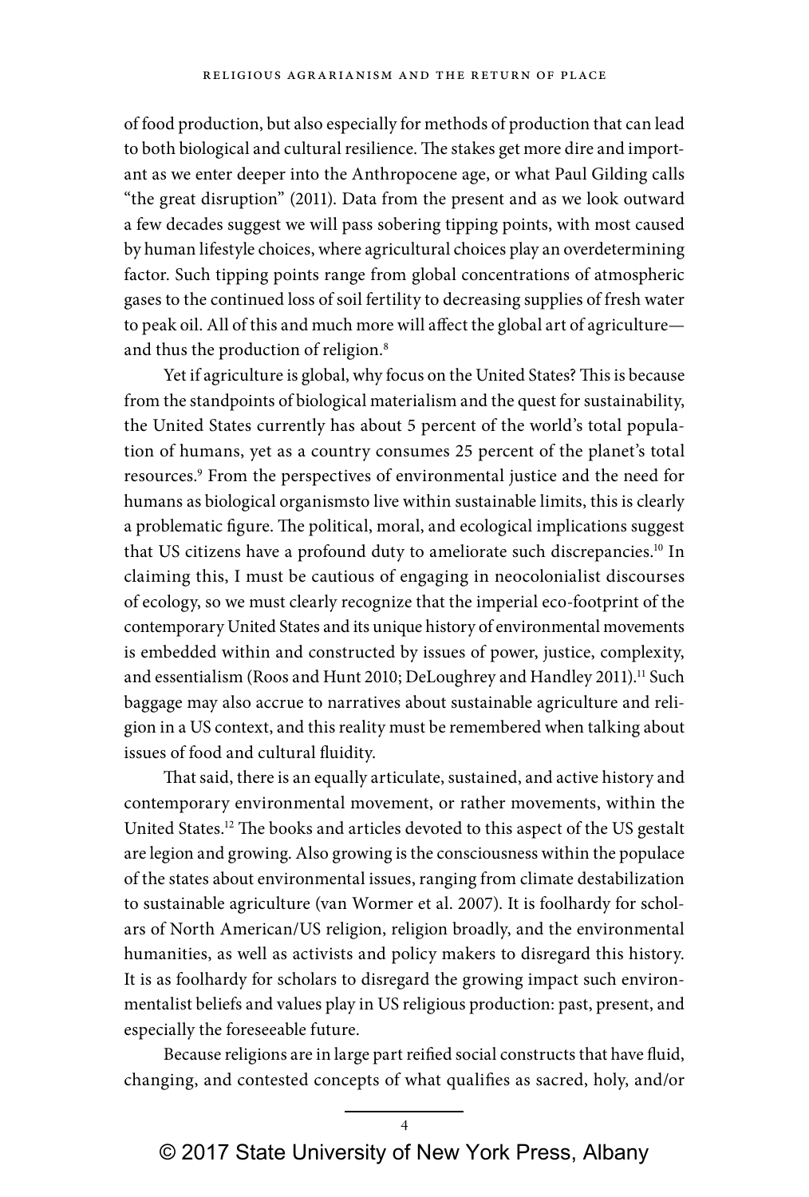of food production, but also especially for methods of production that can lead to both biological and cultural resilience. The stakes get more dire and important as we enter deeper into the Anthropocene age, or what Paul Gilding calls "the great disruption" (2011). Data from the present and as we look outward a few decades suggest we will pass sobering tipping points, with most caused by human lifestyle choices, where agricultural choices play an overdetermining factor. Such tipping points range from global concentrations of atmospheric gases to the continued loss of soil fertility to decreasing supplies of fresh water to peak oil. All of this and much more will affect the global art of agriculture—and thus the production of religion.[8]

Yet if agriculture is global, why focus on the United States? This is because from the standpoints of biological materialism and the quest for sustainability, the United States currently has about 5 percent of the world's total population of humans, yet as a country consumes 25 percent of the planet's total resources.[9] From the perspectives of environmental justice and the need for humans as biological organismsto live within sustainable limits, this is clearly a problematic figure. The political, moral, and ecological implications suggest that US citizens have a profound duty to ameliorate such discrepancies.[10] In claiming this, I must be cautious of engaging in neocolonialist discourses of ecology, so we must clearly recognize that the imperial eco-footprint of the contemporary United States and its unique history of environmental movements is embedded within and constructed by issues of power, justice, complexity, and essentialism (Roos and Hunt 2010; DeLoughrey and Handley 2011).[11] Such baggage may also accrue to narratives about sustainable agriculture and religion in a US context, and this reality must be remembered when talking about issues of food and cultural fluidity.

That said, there is an equally articulate, sustained, and active history and contemporary environmental movement, or rather movements, within the United States.[12] The books and articles devoted to this aspect of the US gestalt are legion and growing. Also growing is the consciousness within the populace of the states about environmental issues, ranging from climate destabilization to sustainable agriculture (van Wormer et al. 2007). It is foolhardy for scholars of North American/US religion, religion broadly, and the environmental humanities, as well as activists and policy makers to disregard this history. It is as foolhardy for scholars to disregard the growing impact such environmentalist beliefs and values play in US religious production: past, present, and especially the foreseeable future.

Because religions are in large part reified social constructs that have fluid, changing, and contested concepts of what qualifies as sacred, holy, and/or

© 2017 State University of New York Press, Albany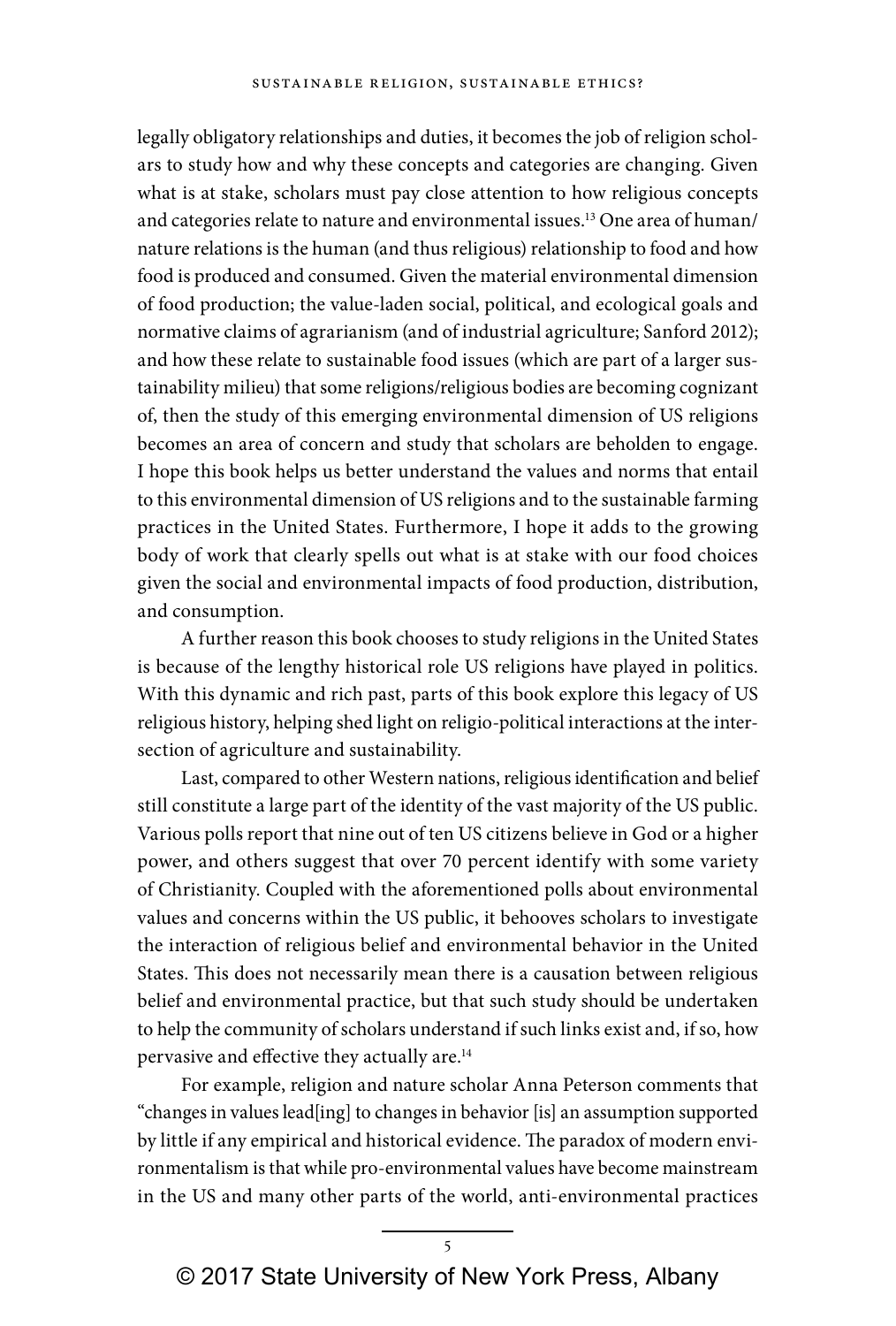legally obligatory relationships and duties, it becomes the job of religion scholars to study how and why these concepts and categories are changing. Given what is at stake, scholars must pay close attention to how religious concepts and categories relate to nature and environmental issues.[13] One area of human/nature relations is the human (and thus religious) relationship to food and how food is produced and consumed. Given the material environmental dimension of food production; the value-laden social, political, and ecological goals and normative claims of agrarianism (and of industrial agriculture; Sanford 2012); and how these relate to sustainable food issues (which are part of a larger sustainability milieu) that some religions/religious bodies are becoming cognizant of, then the study of this emerging environmental dimension of US religions becomes an area of concern and study that scholars are beholden to engage. I hope this book helps us better understand the values and norms that entail to this environmental dimension of US religions and to the sustainable farming practices in the United States. Furthermore, I hope it adds to the growing body of work that clearly spells out what is at stake with our food choices given the social and environmental impacts of food production, distribution, and consumption.

A further reason this book chooses to study religions in the United States is because of the lengthy historical role US religions have played in politics. With this dynamic and rich past, parts of this book explore this legacy of US religious history, helping shed light on religio-political interactions at the intersection of agriculture and sustainability.

Last, compared to other Western nations, religious identification and belief still constitute a large part of the identity of the vast majority of the US public. Various polls report that nine out of ten US citizens believe in God or a higher power, and others suggest that over 70 percent identify with some variety of Christianity. Coupled with the aforementioned polls about environmental values and concerns within the US public, it behooves scholars to investigate the interaction of religious belief and environmental behavior in the United States. This does not necessarily mean there is a causation between religious belief and environmental practice, but that such study should be undertaken to help the community of scholars understand if such links exist and, if so, how pervasive and effective they actually are.[14]

For example, religion and nature scholar Anna Peterson comments that "changes in values lead[ing] to changes in behavior [is] an assumption supported by little if any empirical and historical evidence. The paradox of modern environmentalism is that while pro-environmental values have become mainstream in the US and many other parts of the world, anti-environmental practices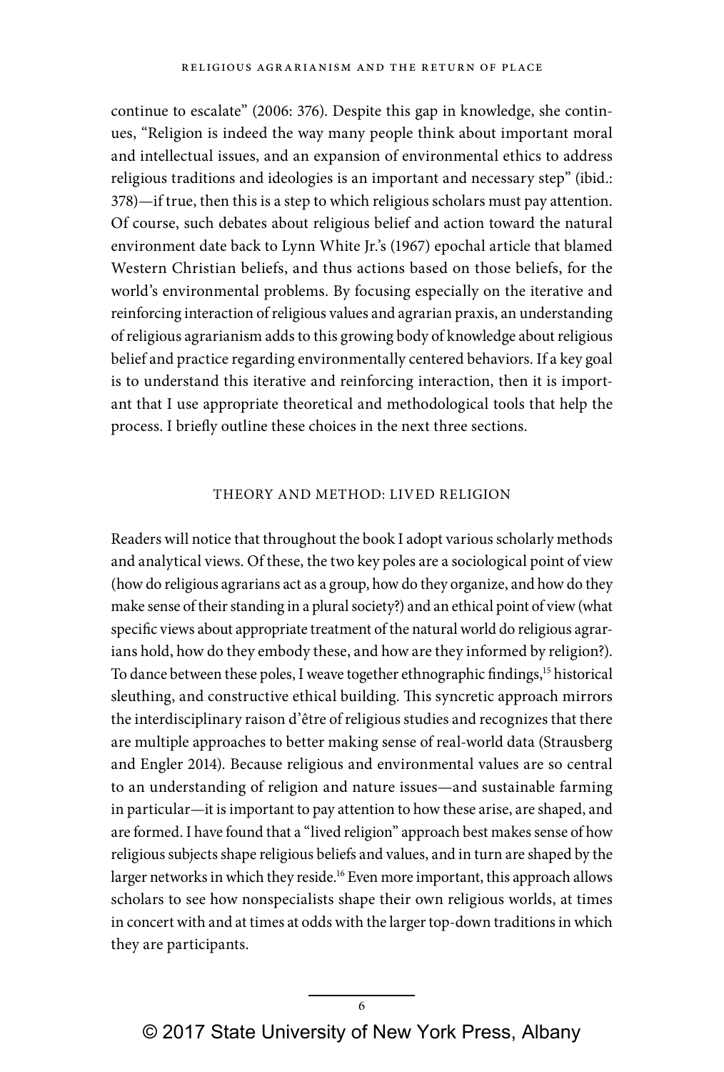continue to escalate" (2006: 376). Despite this gap in knowledge, she continues, "Religion is indeed the way many people think about important moral and intellectual issues, and an expansion of environmental ethics to address religious traditions and ideologies is an important and necessary step" (ibid.: 378)—if true, then this is a step to which religious scholars must pay attention. Of course, such debates about religious belief and action toward the natural environment date back to Lynn White Jr.'s (1967) epochal article that blamed Western Christian beliefs, and thus actions based on those beliefs, for the world's environmental problems. By focusing especially on the iterative and reinforcing interaction of religious values and agrarian praxis, an understanding of religious agrarianism adds to this growing body of knowledge about religious belief and practice regarding environmentally centered behaviors. If a key goal is to understand this iterative and reinforcing interaction, then it is important that I use appropriate theoretical and methodological tools that help the process. I briefly outline these choices in the next three sections.

## THEORY AND METHOD: LIVED RELIGION

Readers will notice that throughout the book I adopt various scholarly methods and analytical views. Of these, the two key poles are a sociological point of view (how do religious agrarians act as a group, how do they organize, and how do they make sense of their standing in a plural society?) and an ethical point of view (what specific views about appropriate treatment of the natural world do religious agrarians hold, how do they embody these, and how are they informed by religion?). To dance between these poles, I weave together ethnographic findings,[15] historical sleuthing, and constructive ethical building. This syncretic approach mirrors the interdisciplinary raison d'être of religious studies and recognizes that there are multiple approaches to better making sense of real-world data (Strausberg and Engler 2014). Because religious and environmental values are so central to an understanding of religion and nature issues—and sustainable farming in particular—it is important to pay attention to how these arise, are shaped, and are formed. I have found that a "lived religion" approach best makes sense of how religious subjects shape religious beliefs and values, and in turn are shaped by the larger networks in which they reside.[16] Even more important, this approach allows scholars to see how nonspecialists shape their own religious worlds, at times in concert with and at times at odds with the larger top-down traditions in which they are participants.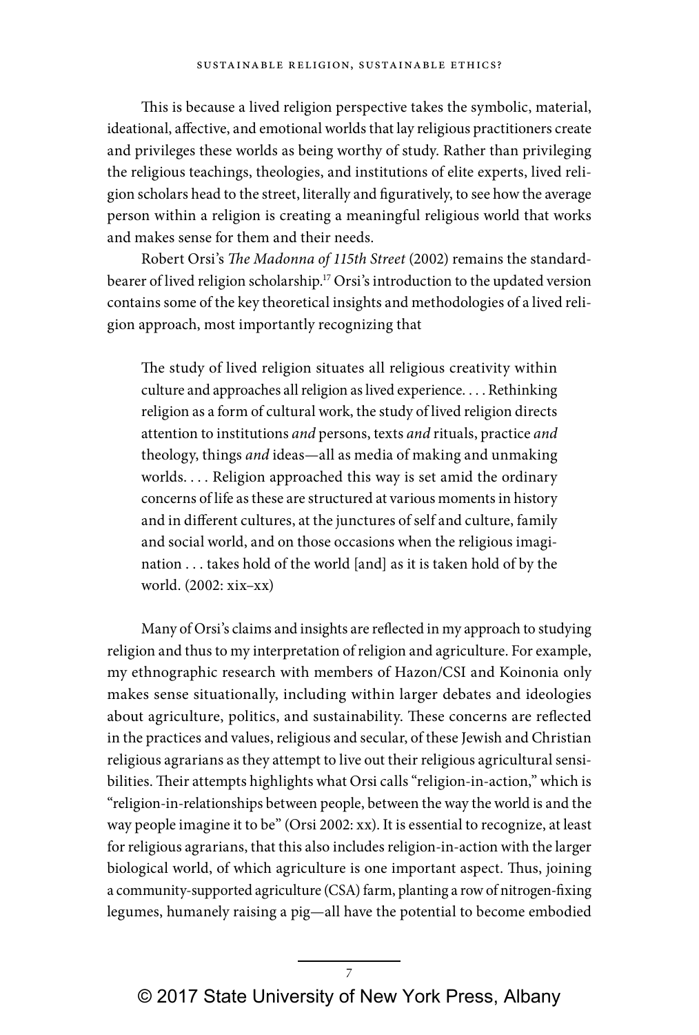This is because a lived religion perspective takes the symbolic, material, ideational, affective, and emotional worlds that lay religious practitioners create and privileges these worlds as being worthy of study. Rather than privileging the religious teachings, theologies, and institutions of elite experts, lived religion scholars head to the street, literally and figuratively, to see how the average person within a religion is creating a meaningful religious world that works and makes sense for them and their needs.

Robert Orsi's *The Madonna of 115th Street* (2002) remains the standard-bearer of lived religion scholarship.[17] Orsi's introduction to the updated version contains some of the key theoretical insights and methodologies of a lived religion approach, most importantly recognizing that

> The study of lived religion situates all religious creativity within culture and approaches all religion as lived experience. . . . Rethinking religion as a form of cultural work, the study of lived religion directs attention to institutions *and* persons, texts *and* rituals, practice *and* theology, things *and* ideas—all as media of making and unmaking worlds. . . . Religion approached this way is set amid the ordinary concerns of life as these are structured at various moments in history and in different cultures, at the junctures of self and culture, family and social world, and on those occasions when the religious imagination . . . takes hold of the world [and] as it is taken hold of by the world. (2002: xix–xx)

Many of Orsi's claims and insights are reflected in my approach to studying religion and thus to my interpretation of religion and agriculture. For example, my ethnographic research with members of Hazon/CSI and Koinonia only makes sense situationally, including within larger debates and ideologies about agriculture, politics, and sustainability. These concerns are reflected in the practices and values, religious and secular, of these Jewish and Christian religious agrarians as they attempt to live out their religious agricultural sensibilities. Their attempts highlights what Orsi calls "religion-in-action," which is "religion-in-relationships between people, between the way the world is and the way people imagine it to be" (Orsi 2002: xx). It is essential to recognize, at least for religious agrarians, that this also includes religion-in-action with the larger biological world, of which agriculture is one important aspect. Thus, joining a community-supported agriculture (CSA) farm, planting a row of nitrogen-fixing legumes, humanely raising a pig—all have the potential to become embodied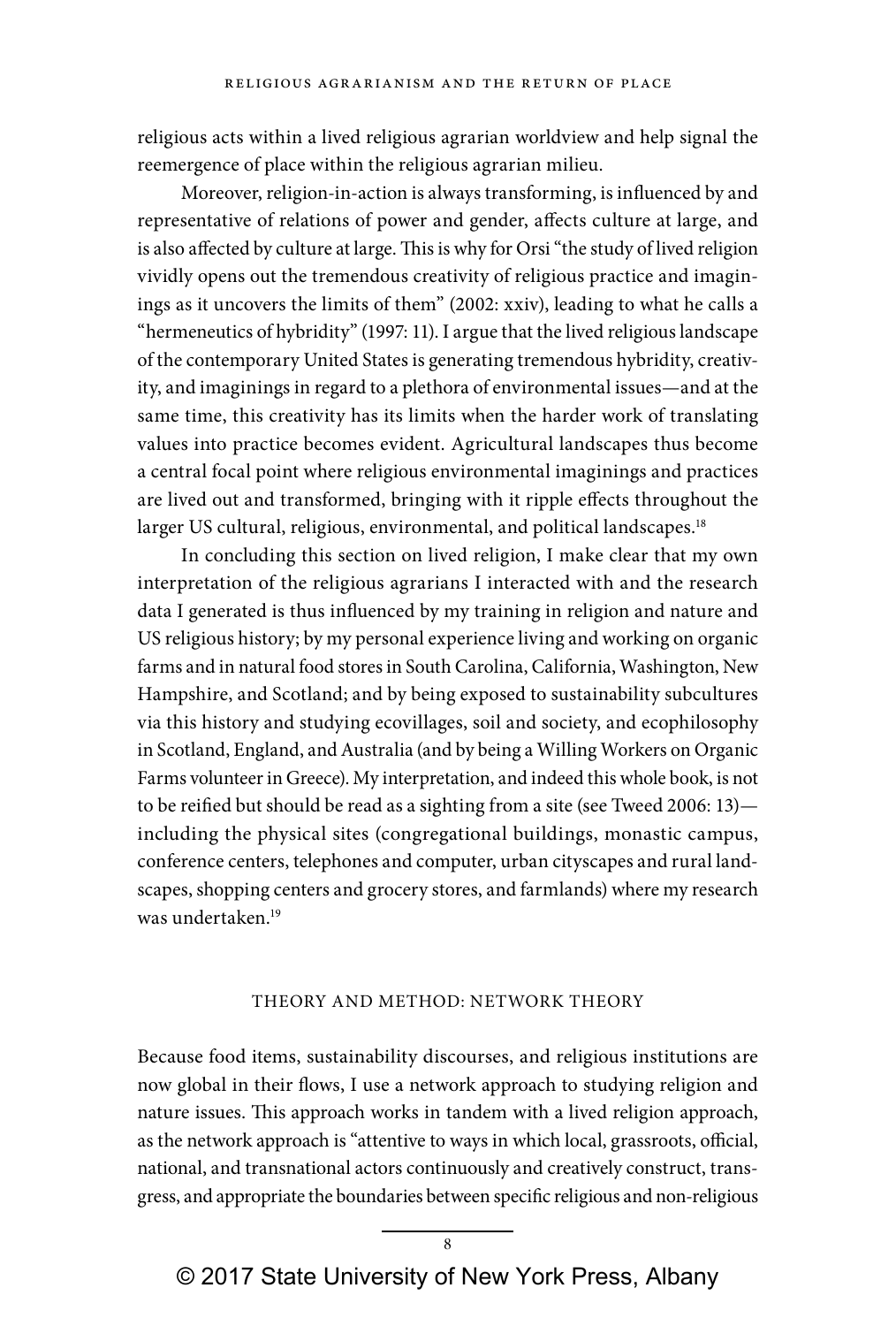religious acts within a lived religious agrarian worldview and help signal the reemergence of place within the religious agrarian milieu.

Moreover, religion-in-action is always transforming, is influenced by and representative of relations of power and gender, affects culture at large, and is also affected by culture at large. This is why for Orsi "the study of lived religion vividly opens out the tremendous creativity of religious practice and imaginings as it uncovers the limits of them" (2002: xxiv), leading to what he calls a "hermeneutics of hybridity" (1997: 11). I argue that the lived religious landscape of the contemporary United States is generating tremendous hybridity, creativity, and imaginings in regard to a plethora of environmental issues—and at the same time, this creativity has its limits when the harder work of translating values into practice becomes evident. Agricultural landscapes thus become a central focal point where religious environmental imaginings and practices are lived out and transformed, bringing with it ripple effects throughout the larger US cultural, religious, environmental, and political landscapes.[18]

In concluding this section on lived religion, I make clear that my own interpretation of the religious agrarians I interacted with and the research data I generated is thus influenced by my training in religion and nature and US religious history; by my personal experience living and working on organic farms and in natural food stores in South Carolina, California, Washington, New Hampshire, and Scotland; and by being exposed to sustainability subcultures via this history and studying ecovillages, soil and society, and ecophilosophy in Scotland, England, and Australia (and by being a Willing Workers on Organic Farms volunteer in Greece). My interpretation, and indeed this whole book, is not to be reified but should be read as a sighting from a site (see Tweed 2006: 13)—including the physical sites (congregational buildings, monastic campus, conference centers, telephones and computer, urban cityscapes and rural landscapes, shopping centers and grocery stores, and farmlands) where my research was undertaken.[19]

## THEORY AND METHOD: NETWORK THEORY

Because food items, sustainability discourses, and religious institutions are now global in their flows, I use a network approach to studying religion and nature issues. This approach works in tandem with a lived religion approach, as the network approach is "attentive to ways in which local, grassroots, official, national, and transnational actors continuously and creatively construct, transgress, and appropriate the boundaries between specific religious and non-religious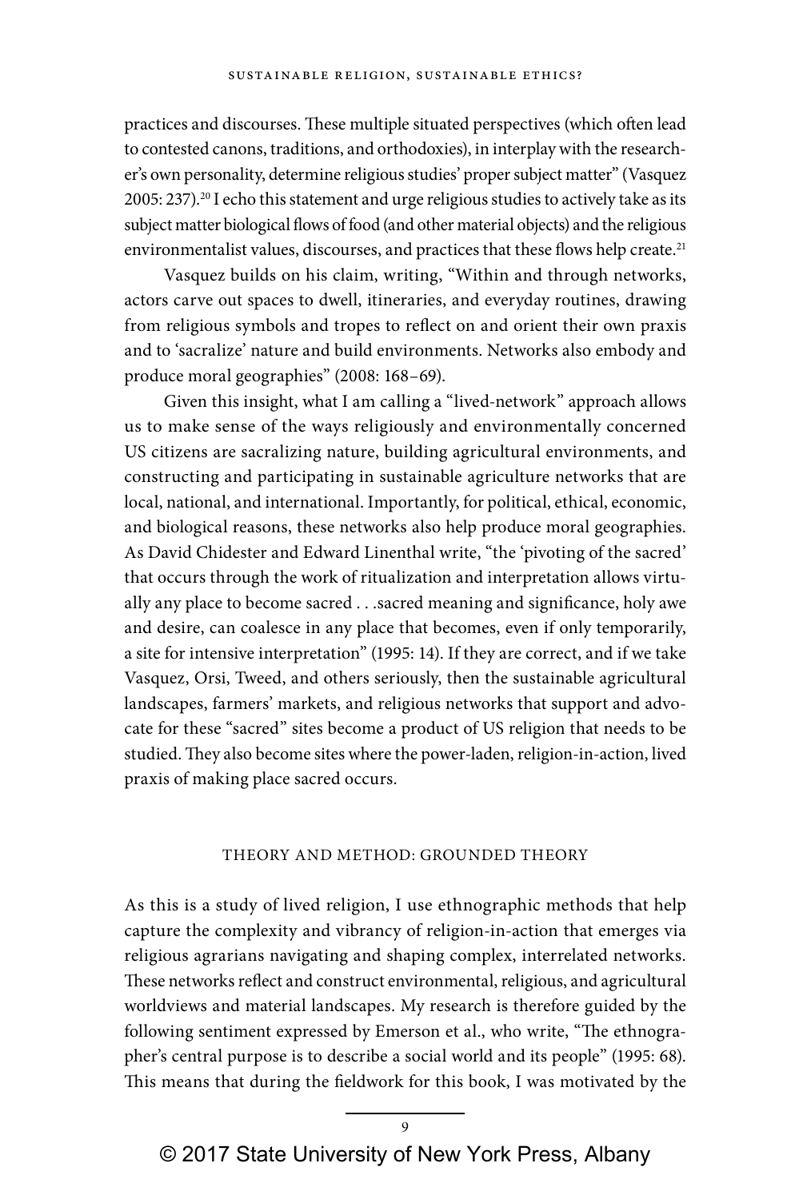practices and discourses. These multiple situated perspectives (which often lead to contested canons, traditions, and orthodoxies), in interplay with the researcher's own personality, determine religious studies' proper subject matter" (Vasquez 2005: 237).[20] I echo this statement and urge religious studies to actively take as its subject matter biological flows of food (and other material objects) and the religious environmentalist values, discourses, and practices that these flows help create.[21]

Vasquez builds on his claim, writing, "Within and through networks, actors carve out spaces to dwell, itineraries, and everyday routines, drawing from religious symbols and tropes to reflect on and orient their own praxis and to 'sacralize' nature and build environments. Networks also embody and produce moral geographies" (2008: 168–69).

Given this insight, what I am calling a "lived-network" approach allows us to make sense of the ways religiously and environmentally concerned US citizens are sacralizing nature, building agricultural environments, and constructing and participating in sustainable agriculture networks that are local, national, and international. Importantly, for political, ethical, economic, and biological reasons, these networks also help produce moral geographies. As David Chidester and Edward Linenthal write, "the 'pivoting of the sacred' that occurs through the work of ritualization and interpretation allows virtually any place to become sacred . . .sacred meaning and significance, holy awe and desire, can coalesce in any place that becomes, even if only temporarily, a site for intensive interpretation" (1995: 14). If they are correct, and if we take Vasquez, Orsi, Tweed, and others seriously, then the sustainable agricultural landscapes, farmers' markets, and religious networks that support and advocate for these "sacred" sites become a product of US religion that needs to be studied. They also become sites where the power-laden, religion-in-action, lived praxis of making place sacred occurs.

## THEORY AND METHOD: GROUNDED THEORY

As this is a study of lived religion, I use ethnographic methods that help capture the complexity and vibrancy of religion-in-action that emerges via religious agrarians navigating and shaping complex, interrelated networks. These networks reflect and construct environmental, religious, and agricultural worldviews and material landscapes. My research is therefore guided by the following sentiment expressed by Emerson et al., who write, "The ethnographer's central purpose is to describe a social world and its people" (1995: 68). This means that during the fieldwork for this book, I was motivated by the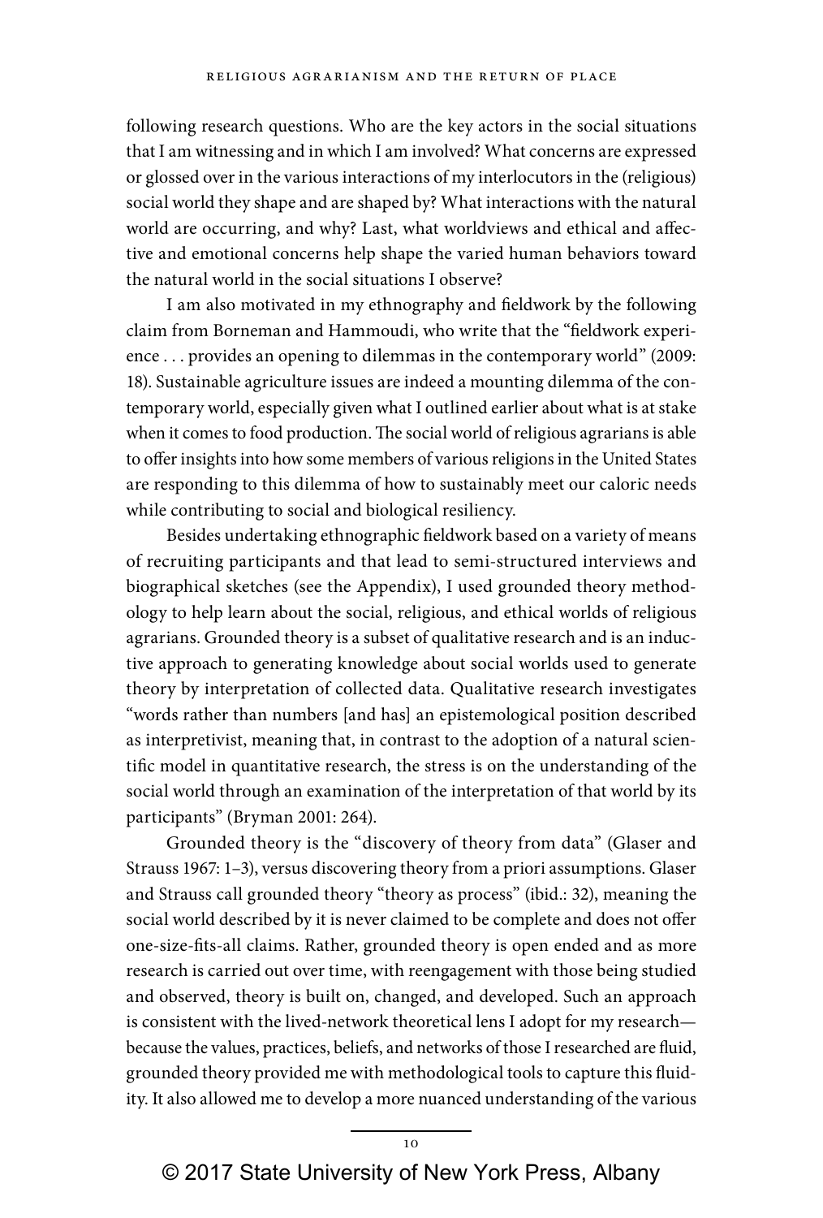following research questions. Who are the key actors in the social situations that I am witnessing and in which I am involved? What concerns are expressed or glossed over in the various interactions of my interlocutors in the (religious) social world they shape and are shaped by? What interactions with the natural world are occurring, and why? Last, what worldviews and ethical and affective and emotional concerns help shape the varied human behaviors toward the natural world in the social situations I observe?

I am also motivated in my ethnography and fieldwork by the following claim from Borneman and Hammoudi, who write that the "fieldwork experience . . . provides an opening to dilemmas in the contemporary world" (2009: 18). Sustainable agriculture issues are indeed a mounting dilemma of the contemporary world, especially given what I outlined earlier about what is at stake when it comes to food production. The social world of religious agrarians is able to offer insights into how some members of various religions in the United States are responding to this dilemma of how to sustainably meet our caloric needs while contributing to social and biological resiliency.

Besides undertaking ethnographic fieldwork based on a variety of means of recruiting participants and that lead to semi-structured interviews and biographical sketches (see the Appendix), I used grounded theory methodology to help learn about the social, religious, and ethical worlds of religious agrarians. Grounded theory is a subset of qualitative research and is an inductive approach to generating knowledge about social worlds used to generate theory by interpretation of collected data. Qualitative research investigates "words rather than numbers [and has] an epistemological position described as interpretivist, meaning that, in contrast to the adoption of a natural scientific model in quantitative research, the stress is on the understanding of the social world through an examination of the interpretation of that world by its participants" (Bryman 2001: 264).

Grounded theory is the "discovery of theory from data" (Glaser and Strauss 1967: 1–3), versus discovering theory from a priori assumptions. Glaser and Strauss call grounded theory "theory as process" (ibid.: 32), meaning the social world described by it is never claimed to be complete and does not offer one-size-fits-all claims. Rather, grounded theory is open ended and as more research is carried out over time, with reengagement with those being studied and observed, theory is built on, changed, and developed. Such an approach is consistent with the lived-network theoretical lens I adopt for my research—because the values, practices, beliefs, and networks of those I researched are fluid, grounded theory provided me with methodological tools to capture this fluidity. It also allowed me to develop a more nuanced understanding of the various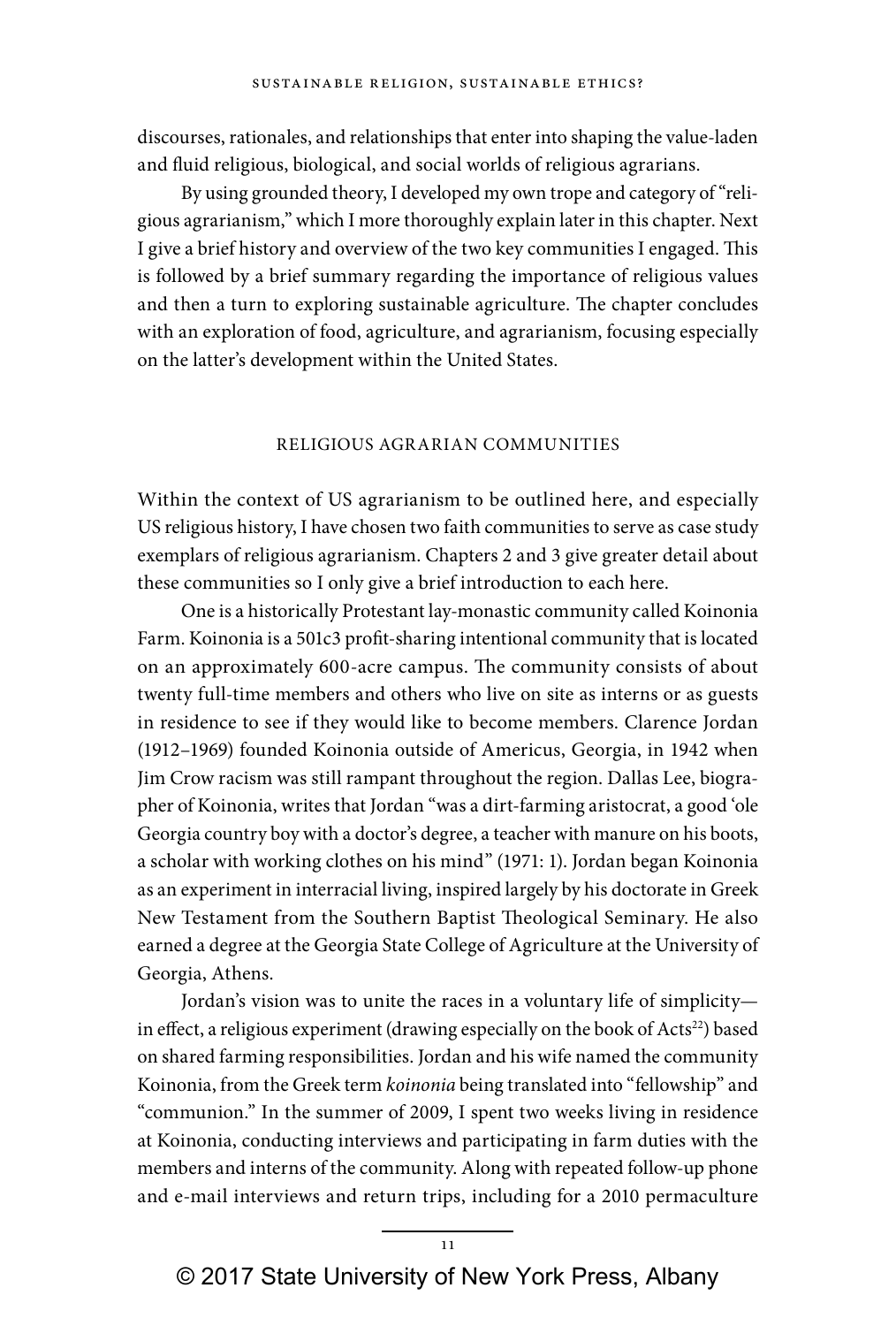discourses, rationales, and relationships that enter into shaping the value-laden and fluid religious, biological, and social worlds of religious agrarians.

By using grounded theory, I developed my own trope and category of "religious agrarianism," which I more thoroughly explain later in this chapter. Next I give a brief history and overview of the two key communities I engaged. This is followed by a brief summary regarding the importance of religious values and then a turn to exploring sustainable agriculture. The chapter concludes with an exploration of food, agriculture, and agrarianism, focusing especially on the latter's development within the United States.

## RELIGIOUS AGRARIAN COMMUNITIES

Within the context of US agrarianism to be outlined here, and especially US religious history, I have chosen two faith communities to serve as case study exemplars of religious agrarianism. Chapters 2 and 3 give greater detail about these communities so I only give a brief introduction to each here.

One is a historically Protestant lay-monastic community called Koinonia Farm. Koinonia is a 501c3 profit-sharing intentional community that is located on an approximately 600-acre campus. The community consists of about twenty full-time members and others who live on site as interns or as guests in residence to see if they would like to become members. Clarence Jordan (1912–1969) founded Koinonia outside of Americus, Georgia, in 1942 when Jim Crow racism was still rampant throughout the region. Dallas Lee, biographer of Koinonia, writes that Jordan "was a dirt-farming aristocrat, a good 'ole Georgia country boy with a doctor's degree, a teacher with manure on his boots, a scholar with working clothes on his mind" (1971: 1). Jordan began Koinonia as an experiment in interracial living, inspired largely by his doctorate in Greek New Testament from the Southern Baptist Theological Seminary. He also earned a degree at the Georgia State College of Agriculture at the University of Georgia, Athens.

Jordan's vision was to unite the races in a voluntary life of simplicity—in effect, a religious experiment (drawing especially on the book of Acts[22]) based on shared farming responsibilities. Jordan and his wife named the community Koinonia, from the Greek term *koinonia* being translated into "fellowship" and "communion." In the summer of 2009, I spent two weeks living in residence at Koinonia, conducting interviews and participating in farm duties with the members and interns of the community. Along with repeated follow-up phone and e-mail interviews and return trips, including for a 2010 permaculture

© 2017 State University of New York Press, Albany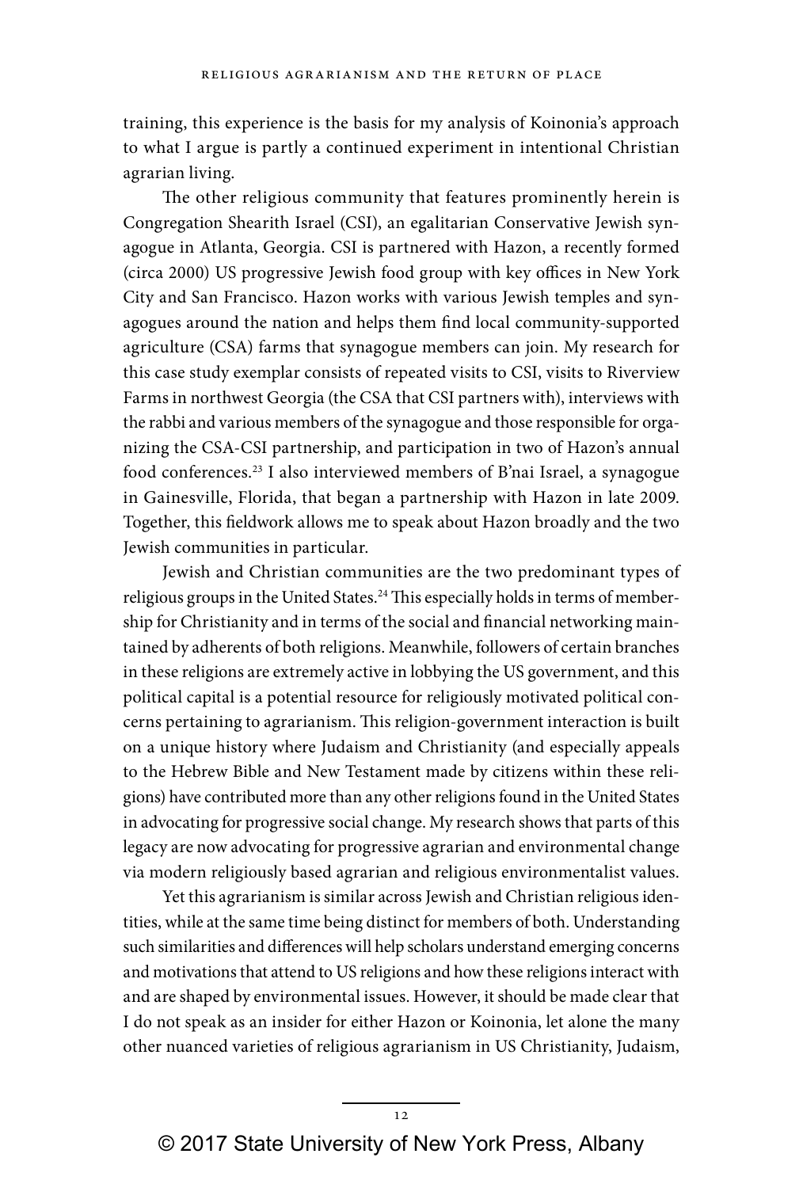training, this experience is the basis for my analysis of Koinonia's approach to what I argue is partly a continued experiment in intentional Christian agrarian living.

The other religious community that features prominently herein is Congregation Shearith Israel (CSI), an egalitarian Conservative Jewish synagogue in Atlanta, Georgia. CSI is partnered with Hazon, a recently formed (circa 2000) US progressive Jewish food group with key offices in New York City and San Francisco. Hazon works with various Jewish temples and synagogues around the nation and helps them find local community-supported agriculture (CSA) farms that synagogue members can join. My research for this case study exemplar consists of repeated visits to CSI, visits to Riverview Farms in northwest Georgia (the CSA that CSI partners with), interviews with the rabbi and various members of the synagogue and those responsible for organizing the CSA-CSI partnership, and participation in two of Hazon's annual food conferences.[23] I also interviewed members of B'nai Israel, a synagogue in Gainesville, Florida, that began a partnership with Hazon in late 2009. Together, this fieldwork allows me to speak about Hazon broadly and the two Jewish communities in particular.

Jewish and Christian communities are the two predominant types of religious groups in the United States.[24] This especially holds in terms of membership for Christianity and in terms of the social and financial networking maintained by adherents of both religions. Meanwhile, followers of certain branches in these religions are extremely active in lobbying the US government, and this political capital is a potential resource for religiously motivated political concerns pertaining to agrarianism. This religion-government interaction is built on a unique history where Judaism and Christianity (and especially appeals to the Hebrew Bible and New Testament made by citizens within these religions) have contributed more than any other religions found in the United States in advocating for progressive social change. My research shows that parts of this legacy are now advocating for progressive agrarian and environmental change via modern religiously based agrarian and religious environmentalist values.

Yet this agrarianism is similar across Jewish and Christian religious identities, while at the same time being distinct for members of both. Understanding such similarities and differences will help scholars understand emerging concerns and motivations that attend to US religions and how these religions interact with and are shaped by environmental issues. However, it should be made clear that I do not speak as an insider for either Hazon or Koinonia, let alone the many other nuanced varieties of religious agrarianism in US Christianity, Judaism,

© 2017 State University of New York Press, Albany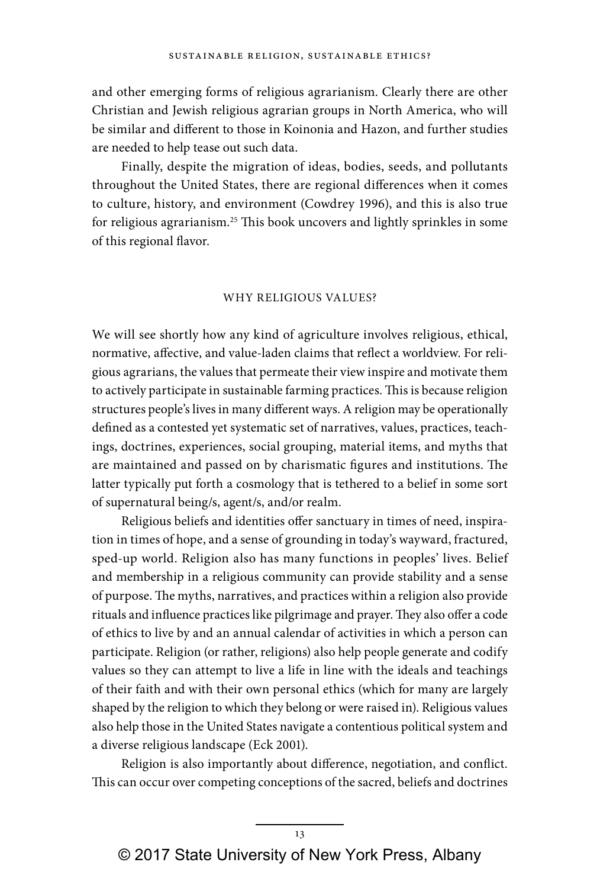and other emerging forms of religious agrarianism. Clearly there are other Christian and Jewish religious agrarian groups in North America, who will be similar and different to those in Koinonia and Hazon, and further studies are needed to help tease out such data.

Finally, despite the migration of ideas, bodies, seeds, and pollutants throughout the United States, there are regional differences when it comes to culture, history, and environment (Cowdrey 1996), and this is also true for religious agrarianism.[25] This book uncovers and lightly sprinkles in some of this regional flavor.

## WHY RELIGIOUS VALUES?

We will see shortly how any kind of agriculture involves religious, ethical, normative, affective, and value-laden claims that reflect a worldview. For religious agrarians, the values that permeate their view inspire and motivate them to actively participate in sustainable farming practices. This is because religion structures people's lives in many different ways. A religion may be operationally defined as a contested yet systematic set of narratives, values, practices, teachings, doctrines, experiences, social grouping, material items, and myths that are maintained and passed on by charismatic figures and institutions. The latter typically put forth a cosmology that is tethered to a belief in some sort of supernatural being/s, agent/s, and/or realm.

Religious beliefs and identities offer sanctuary in times of need, inspiration in times of hope, and a sense of grounding in today's wayward, fractured, sped-up world. Religion also has many functions in peoples' lives. Belief and membership in a religious community can provide stability and a sense of purpose. The myths, narratives, and practices within a religion also provide rituals and influence practices like pilgrimage and prayer. They also offer a code of ethics to live by and an annual calendar of activities in which a person can participate. Religion (or rather, religions) also help people generate and codify values so they can attempt to live a life in line with the ideals and teachings of their faith and with their own personal ethics (which for many are largely shaped by the religion to which they belong or were raised in). Religious values also help those in the United States navigate a contentious political system and a diverse religious landscape (Eck 2001).

Religion is also importantly about difference, negotiation, and conflict. This can occur over competing conceptions of the sacred, beliefs and doctrines

© 2017 State University of New York Press, Albany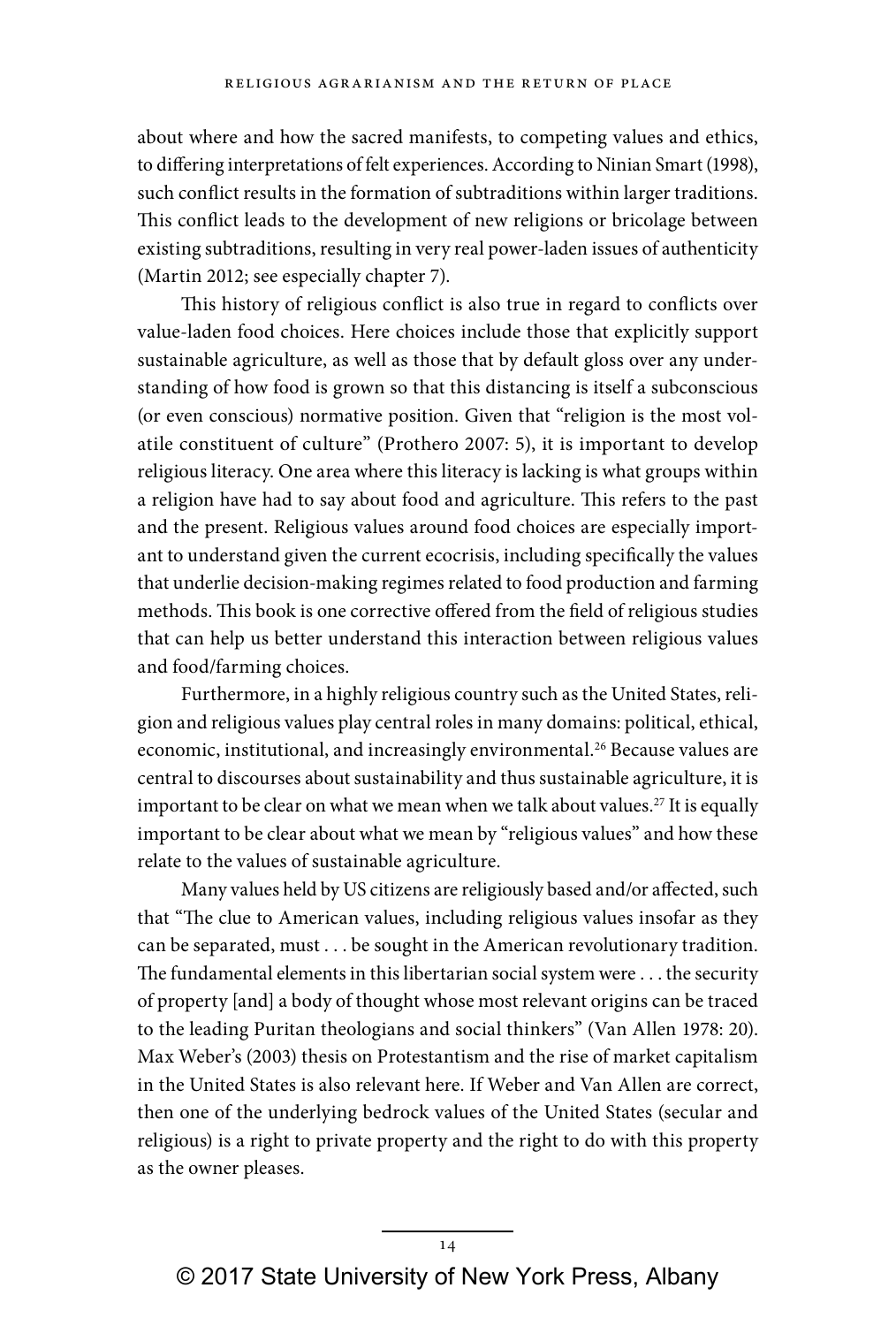about where and how the sacred manifests, to competing values and ethics, to differing interpretations of felt experiences. According to Ninian Smart (1998), such conflict results in the formation of subtraditions within larger traditions. This conflict leads to the development of new religions or bricolage between existing subtraditions, resulting in very real power-laden issues of authenticity (Martin 2012; see especially chapter 7).

This history of religious conflict is also true in regard to conflicts over value-laden food choices. Here choices include those that explicitly support sustainable agriculture, as well as those that by default gloss over any understanding of how food is grown so that this distancing is itself a subconscious (or even conscious) normative position. Given that "religion is the most volatile constituent of culture" (Prothero 2007: 5), it is important to develop religious literacy. One area where this literacy is lacking is what groups within a religion have had to say about food and agriculture. This refers to the past and the present. Religious values around food choices are especially important to understand given the current ecocrisis, including specifically the values that underlie decision-making regimes related to food production and farming methods. This book is one corrective offered from the field of religious studies that can help us better understand this interaction between religious values and food/farming choices.

Furthermore, in a highly religious country such as the United States, religion and religious values play central roles in many domains: political, ethical, economic, institutional, and increasingly environmental.[26] Because values are central to discourses about sustainability and thus sustainable agriculture, it is important to be clear on what we mean when we talk about values.[27] It is equally important to be clear about what we mean by "religious values" and how these relate to the values of sustainable agriculture.

Many values held by US citizens are religiously based and/or affected, such that "The clue to American values, including religious values insofar as they can be separated, must . . . be sought in the American revolutionary tradition. The fundamental elements in this libertarian social system were . . . the security of property [and] a body of thought whose most relevant origins can be traced to the leading Puritan theologians and social thinkers" (Van Allen 1978: 20). Max Weber's (2003) thesis on Protestantism and the rise of market capitalism in the United States is also relevant here. If Weber and Van Allen are correct, then one of the underlying bedrock values of the United States (secular and religious) is a right to private property and the right to do with this property as the owner pleases.

© 2017 State University of New York Press, Albany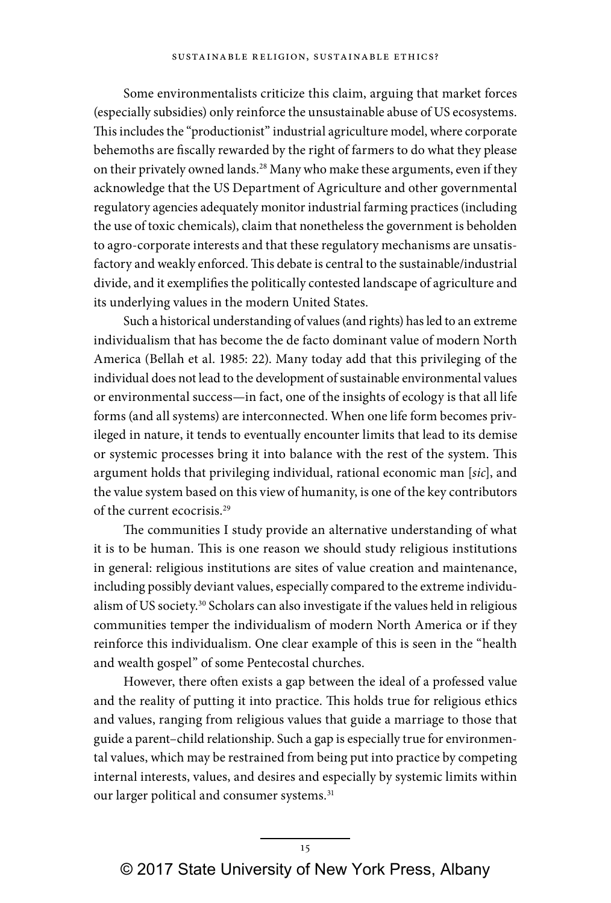Some environmentalists criticize this claim, arguing that market forces (especially subsidies) only reinforce the unsustainable abuse of US ecosystems. This includes the "productionist" industrial agriculture model, where corporate behemoths are fiscally rewarded by the right of farmers to do what they please on their privately owned lands.[28] Many who make these arguments, even if they acknowledge that the US Department of Agriculture and other governmental regulatory agencies adequately monitor industrial farming practices (including the use of toxic chemicals), claim that nonetheless the government is beholden to agro-corporate interests and that these regulatory mechanisms are unsatisfactory and weakly enforced. This debate is central to the sustainable/industrial divide, and it exemplifies the politically contested landscape of agriculture and its underlying values in the modern United States.

Such a historical understanding of values (and rights) has led to an extreme individualism that has become the de facto dominant value of modern North America (Bellah et al. 1985: 22). Many today add that this privileging of the individual does not lead to the development of sustainable environmental values or environmental success—in fact, one of the insights of ecology is that all life forms (and all systems) are interconnected. When one life form becomes privileged in nature, it tends to eventually encounter limits that lead to its demise or systemic processes bring it into balance with the rest of the system. This argument holds that privileging individual, rational economic man [*sic*], and the value system based on this view of humanity, is one of the key contributors of the current ecocrisis.[29]

The communities I study provide an alternative understanding of what it is to be human. This is one reason we should study religious institutions in general: religious institutions are sites of value creation and maintenance, including possibly deviant values, especially compared to the extreme individualism of US society.[30] Scholars can also investigate if the values held in religious communities temper the individualism of modern North America or if they reinforce this individualism. One clear example of this is seen in the "health and wealth gospel" of some Pentecostal churches.

However, there often exists a gap between the ideal of a professed value and the reality of putting it into practice. This holds true for religious ethics and values, ranging from religious values that guide a marriage to those that guide a parent–child relationship. Such a gap is especially true for environmental values, which may be restrained from being put into practice by competing internal interests, values, and desires and especially by systemic limits within our larger political and consumer systems.[31]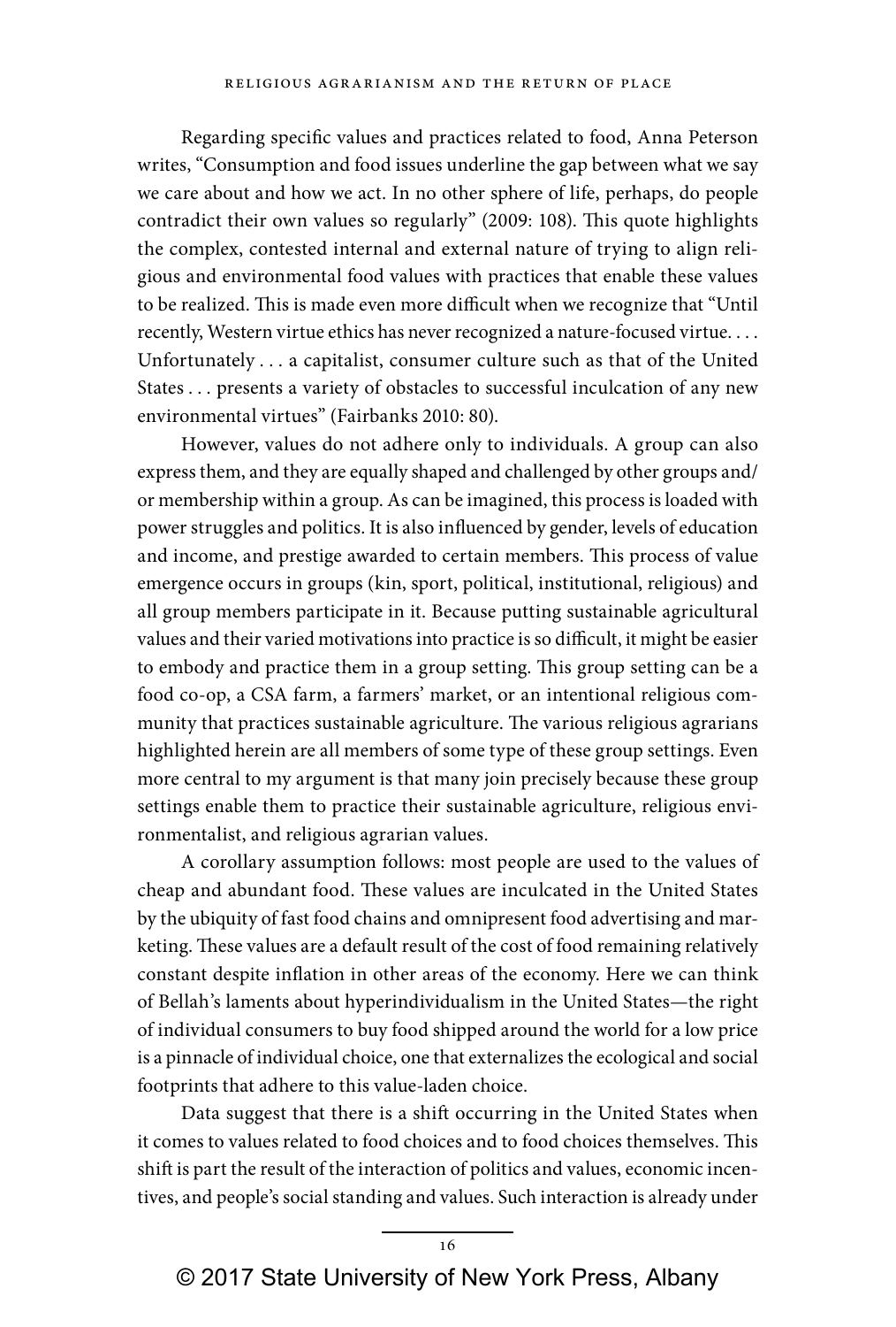Regarding specific values and practices related to food, Anna Peterson writes, "Consumption and food issues underline the gap between what we say we care about and how we act. In no other sphere of life, perhaps, do people contradict their own values so regularly" (2009: 108). This quote highlights the complex, contested internal and external nature of trying to align religious and environmental food values with practices that enable these values to be realized. This is made even more difficult when we recognize that "Until recently, Western virtue ethics has never recognized a nature-focused virtue. . . . Unfortunately . . . a capitalist, consumer culture such as that of the United States . . . presents a variety of obstacles to successful inculcation of any new environmental virtues" (Fairbanks 2010: 80).

However, values do not adhere only to individuals. A group can also express them, and they are equally shaped and challenged by other groups and/or membership within a group. As can be imagined, this process is loaded with power struggles and politics. It is also influenced by gender, levels of education and income, and prestige awarded to certain members. This process of value emergence occurs in groups (kin, sport, political, institutional, religious) and all group members participate in it. Because putting sustainable agricultural values and their varied motivations into practice is so difficult, it might be easier to embody and practice them in a group setting. This group setting can be a food co-op, a CSA farm, a farmers' market, or an intentional religious community that practices sustainable agriculture. The various religious agrarians highlighted herein are all members of some type of these group settings. Even more central to my argument is that many join precisely because these group settings enable them to practice their sustainable agriculture, religious environmentalist, and religious agrarian values.

A corollary assumption follows: most people are used to the values of cheap and abundant food. These values are inculcated in the United States by the ubiquity of fast food chains and omnipresent food advertising and marketing. These values are a default result of the cost of food remaining relatively constant despite inflation in other areas of the economy. Here we can think of Bellah's laments about hyperindividualism in the United States—the right of individual consumers to buy food shipped around the world for a low price is a pinnacle of individual choice, one that externalizes the ecological and social footprints that adhere to this value-laden choice.

Data suggest that there is a shift occurring in the United States when it comes to values related to food choices and to food choices themselves. This shift is part the result of the interaction of politics and values, economic incentives, and people's social standing and values. Such interaction is already under

© 2017 State University of New York Press, Albany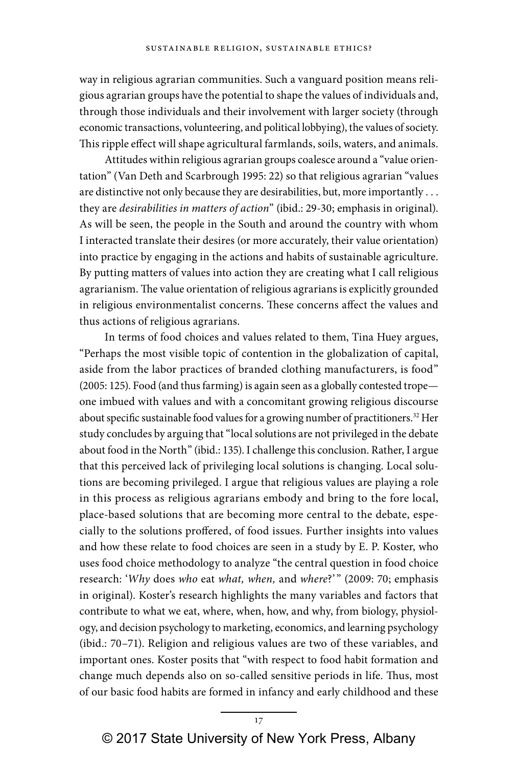way in religious agrarian communities. Such a vanguard position means religious agrarian groups have the potential to shape the values of individuals and, through those individuals and their involvement with larger society (through economic transactions, volunteering, and political lobbying), the values of society. This ripple effect will shape agricultural farmlands, soils, waters, and animals.

Attitudes within religious agrarian groups coalesce around a "value orientation" (Van Deth and Scarbrough 1995: 22) so that religious agrarian "values are distinctive not only because they are desirabilities, but, more importantly . . . they are *desirabilities in matters of action*" (ibid.: 29-30; emphasis in original). As will be seen, the people in the South and around the country with whom I interacted translate their desires (or more accurately, their value orientation) into practice by engaging in the actions and habits of sustainable agriculture. By putting matters of values into action they are creating what I call religious agrarianism. The value orientation of religious agrarians is explicitly grounded in religious environmentalist concerns. These concerns affect the values and thus actions of religious agrarians.

In terms of food choices and values related to them, Tina Huey argues, "Perhaps the most visible topic of contention in the globalization of capital, aside from the labor practices of branded clothing manufacturers, is food" (2005: 125). Food (and thus farming) is again seen as a globally contested trope—one imbued with values and with a concomitant growing religious discourse about specific sustainable food values for a growing number of practitioners.[32] Her study concludes by arguing that "local solutions are not privileged in the debate about food in the North" (ibid.: 135). I challenge this conclusion. Rather, I argue that this perceived lack of privileging local solutions is changing. Local solutions are becoming privileged. I argue that religious values are playing a role in this process as religious agrarians embody and bring to the fore local, place-based solutions that are becoming more central to the debate, especially to the solutions proffered, of food issues. Further insights into values and how these relate to food choices are seen in a study by E. P. Koster, who uses food choice methodology to analyze "the central question in food choice research: '*Why* does *who* eat *what, when,* and *where*?'" (2009: 70; emphasis in original). Koster's research highlights the many variables and factors that contribute to what we eat, where, when, how, and why, from biology, physiology, and decision psychology to marketing, economics, and learning psychology (ibid.: 70–71). Religion and religious values are two of these variables, and important ones. Koster posits that "with respect to food habit formation and change much depends also on so-called sensitive periods in life. Thus, most of our basic food habits are formed in infancy and early childhood and these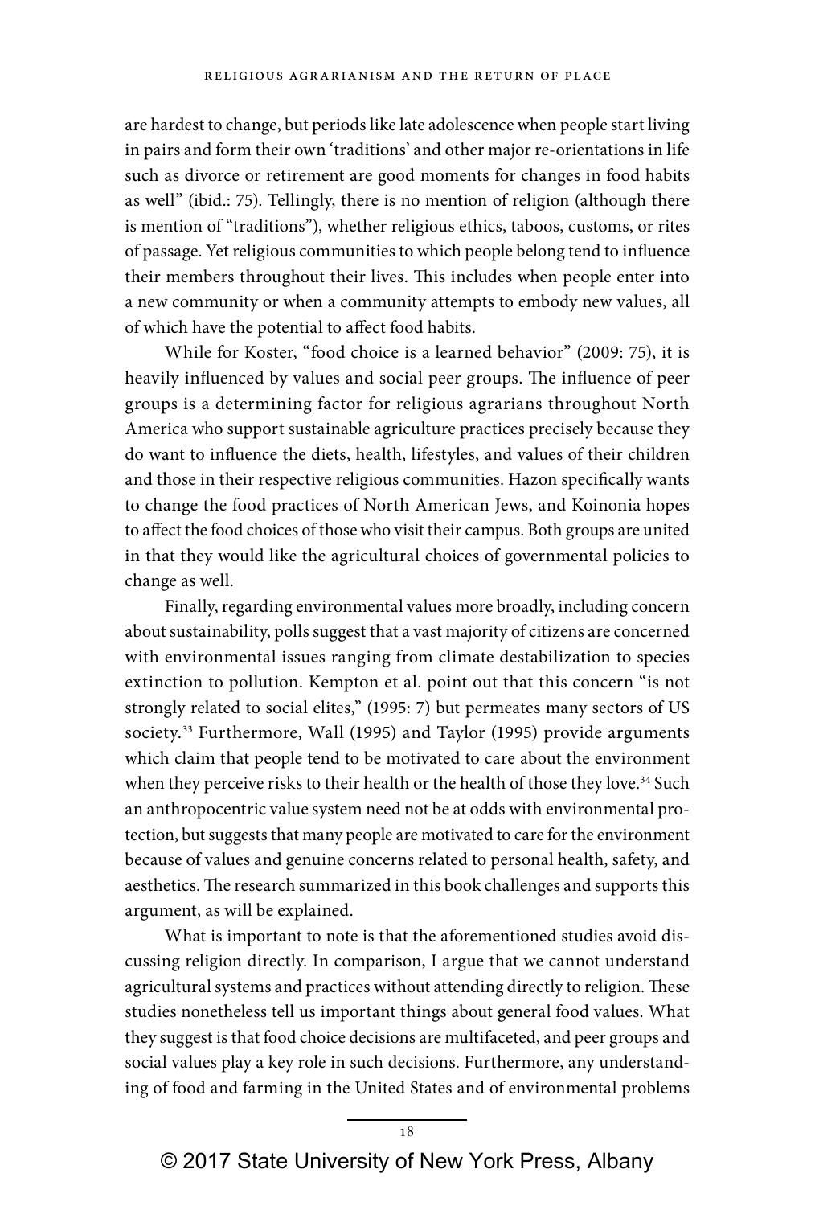are hardest to change, but periods like late adolescence when people start living in pairs and form their own 'traditions' and other major re-orientations in life such as divorce or retirement are good moments for changes in food habits as well" (ibid.: 75). Tellingly, there is no mention of religion (although there is mention of "traditions"), whether religious ethics, taboos, customs, or rites of passage. Yet religious communities to which people belong tend to influence their members throughout their lives. This includes when people enter into a new community or when a community attempts to embody new values, all of which have the potential to affect food habits.

While for Koster, "food choice is a learned behavior" (2009: 75), it is heavily influenced by values and social peer groups. The influence of peer groups is a determining factor for religious agrarians throughout North America who support sustainable agriculture practices precisely because they do want to influence the diets, health, lifestyles, and values of their children and those in their respective religious communities. Hazon specifically wants to change the food practices of North American Jews, and Koinonia hopes to affect the food choices of those who visit their campus. Both groups are united in that they would like the agricultural choices of governmental policies to change as well.

Finally, regarding environmental values more broadly, including concern about sustainability, polls suggest that a vast majority of citizens are concerned with environmental issues ranging from climate destabilization to species extinction to pollution. Kempton et al. point out that this concern "is not strongly related to social elites," (1995: 7) but permeates many sectors of US society.[33] Furthermore, Wall (1995) and Taylor (1995) provide arguments which claim that people tend to be motivated to care about the environment when they perceive risks to their health or the health of those they love.[34] Such an anthropocentric value system need not be at odds with environmental protection, but suggests that many people are motivated to care for the environment because of values and genuine concerns related to personal health, safety, and aesthetics. The research summarized in this book challenges and supports this argument, as will be explained.

What is important to note is that the aforementioned studies avoid discussing religion directly. In comparison, I argue that we cannot understand agricultural systems and practices without attending directly to religion. These studies nonetheless tell us important things about general food values. What they suggest is that food choice decisions are multifaceted, and peer groups and social values play a key role in such decisions. Furthermore, any understanding of food and farming in the United States and of environmental problems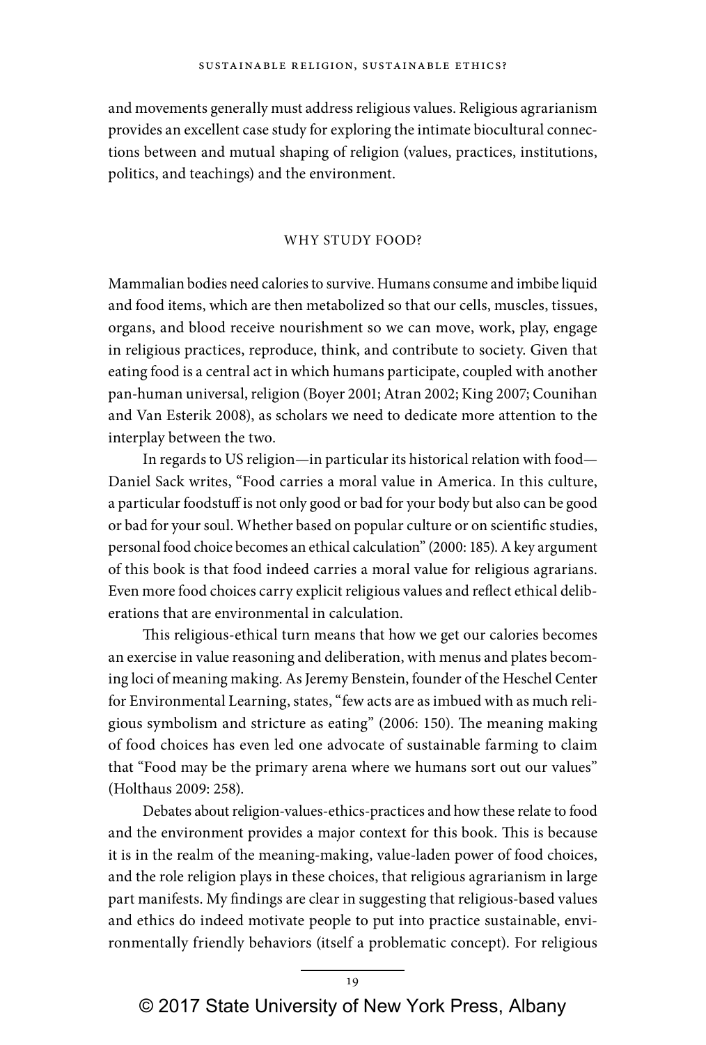and movements generally must address religious values. Religious agrarianism provides an excellent case study for exploring the intimate biocultural connections between and mutual shaping of religion (values, practices, institutions, politics, and teachings) and the environment.

## WHY STUDY FOOD?

Mammalian bodies need calories to survive. Humans consume and imbibe liquid and food items, which are then metabolized so that our cells, muscles, tissues, organs, and blood receive nourishment so we can move, work, play, engage in religious practices, reproduce, think, and contribute to society. Given that eating food is a central act in which humans participate, coupled with another pan-human universal, religion (Boyer 2001; Atran 2002; King 2007; Counihan and Van Esterik 2008), as scholars we need to dedicate more attention to the interplay between the two.

In regards to US religion—in particular its historical relation with food—Daniel Sack writes, "Food carries a moral value in America. In this culture, a particular foodstuff is not only good or bad for your body but also can be good or bad for your soul. Whether based on popular culture or on scientific studies, personal food choice becomes an ethical calculation" (2000: 185). A key argument of this book is that food indeed carries a moral value for religious agrarians. Even more food choices carry explicit religious values and reflect ethical deliberations that are environmental in calculation.

This religious-ethical turn means that how we get our calories becomes an exercise in value reasoning and deliberation, with menus and plates becoming loci of meaning making. As Jeremy Benstein, founder of the Heschel Center for Environmental Learning, states, "few acts are as imbued with as much religious symbolism and stricture as eating" (2006: 150). The meaning making of food choices has even led one advocate of sustainable farming to claim that "Food may be the primary arena where we humans sort out our values" (Holthaus 2009: 258).

Debates about religion-values-ethics-practices and how these relate to food and the environment provides a major context for this book. This is because it is in the realm of the meaning-making, value-laden power of food choices, and the role religion plays in these choices, that religious agrarianism in large part manifests. My findings are clear in suggesting that religious-based values and ethics do indeed motivate people to put into practice sustainable, environmentally friendly behaviors (itself a problematic concept). For religious

© 2017 State University of New York Press, Albany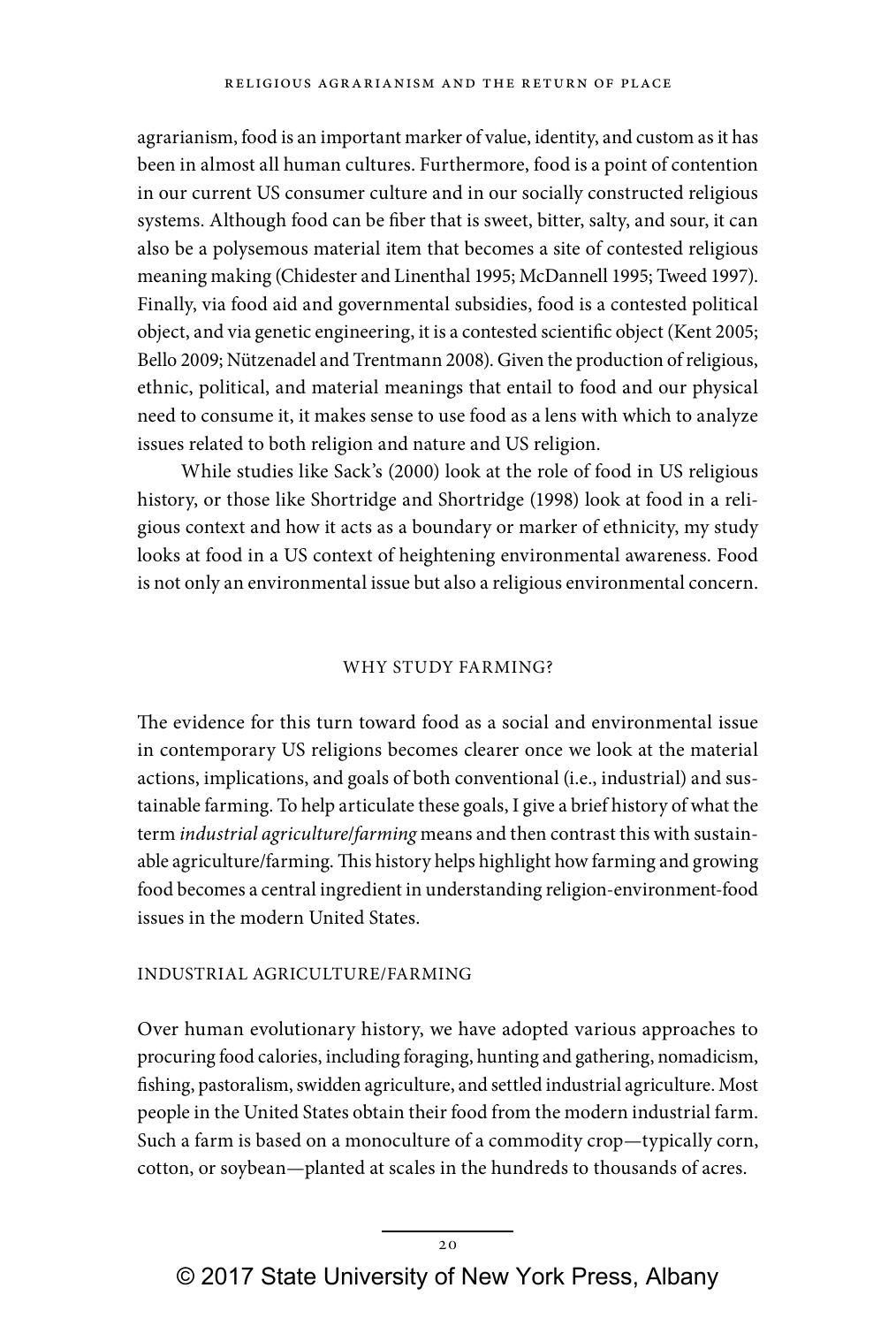agrarianism, food is an important marker of value, identity, and custom as it has been in almost all human cultures. Furthermore, food is a point of contention in our current US consumer culture and in our socially constructed religious systems. Although food can be fiber that is sweet, bitter, salty, and sour, it can also be a polysemous material item that becomes a site of contested religious meaning making (Chidester and Linenthal 1995; McDannell 1995; Tweed 1997). Finally, via food aid and governmental subsidies, food is a contested political object, and via genetic engineering, it is a contested scientific object (Kent 2005; Bello 2009; Nützenadel and Trentmann 2008). Given the production of religious, ethnic, political, and material meanings that entail to food and our physical need to consume it, it makes sense to use food as a lens with which to analyze issues related to both religion and nature and US religion.

While studies like Sack's (2000) look at the role of food in US religious history, or those like Shortridge and Shortridge (1998) look at food in a religious context and how it acts as a boundary or marker of ethnicity, my study looks at food in a US context of heightening environmental awareness. Food is not only an environmental issue but also a religious environmental concern.

## WHY STUDY FARMING?

The evidence for this turn toward food as a social and environmental issue in contemporary US religions becomes clearer once we look at the material actions, implications, and goals of both conventional (i.e., industrial) and sustainable farming. To help articulate these goals, I give a brief history of what the term *industrial agriculture/farming* means and then contrast this with sustainable agriculture/farming. This history helps highlight how farming and growing food becomes a central ingredient in understanding religion-environment-food issues in the modern United States.

### INDUSTRIAL AGRICULTURE/FARMING

Over human evolutionary history, we have adopted various approaches to procuring food calories, including foraging, hunting and gathering, nomadicism, fishing, pastoralism, swidden agriculture, and settled industrial agriculture. Most people in the United States obtain their food from the modern industrial farm. Such a farm is based on a monoculture of a commodity crop—typically corn, cotton, or soybean—planted at scales in the hundreds to thousands of acres.

© 2017 State University of New York Press, Albany